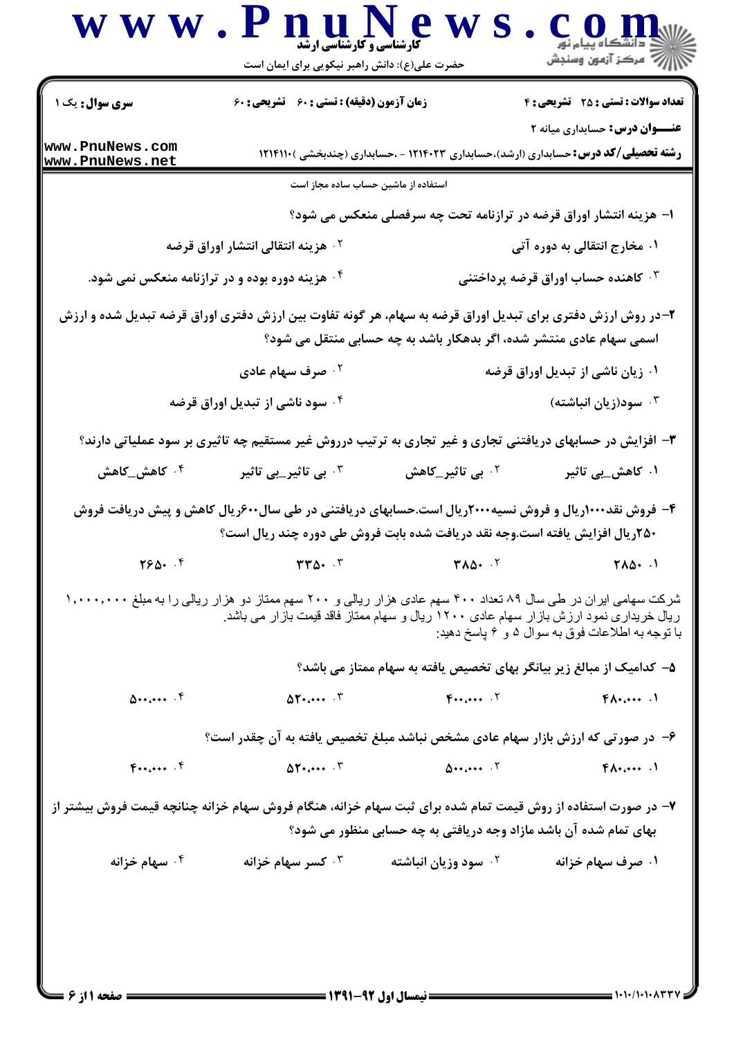کارشناسی و کارشناسی ارشد

حضرت علی(ع): دانش راهبر نیکویی برای ایمان است

**سری سوال:** یک ۱ | **زمان آزمون (دقیقه) : تستی : ۶۰ تشریحی : ۶۰** | **تعداد سوالات : تستی : ۲۵ تشریحی : ۴**

**عنـــوان درس:** حسابداری میانه ۲

**رشته تحصیلی/کد درس:** حسابداری (ارشد)،حسابداری ۱۲۱۴۰۲۳ - ،حسابداری (چندبخشی )۱۲۱۴۱۱۰

استفاده از ماشین حساب ساده مجاز است

۱- هزینه انتشار اوراق قرضه در ترازنامه تحت چه سرفصلی منعکس می شود؟

۱. مخارج انتقالی به دوره آتی
۲. هزینه انتقالی انتشار اوراق قرضه
۳. کاهنده حساب اوراق قرضه پرداختنی
۴. هزینه دوره بوده و در ترازنامه منعکس نمی شود.

۲-در روش ارزش دفتری برای تبدیل اوراق قرضه به سهام، هر گونه تفاوت بین ارزش دفتری اوراق قرضه تبدیل شده و ارزش اسمی سهام عادی منتشر شده، اگر بدهکار باشد به چه حسابی منتقل می شود؟

۱. زیان ناشی از تبدیل اوراق قرضه
۲. صرف سهام عادی
۳. سود(زیان انباشته)
۴. سود ناشی از تبدیل اوراق قرضه

۳- افزایش در حسابهای دریافتنی تجاری و غیر تجاری به ترتیب درروش غیر مستقیم چه تاثیری بر سود عملیاتی دارند؟

۱. کاهش_بی تاثیر
۲. بی تاثیر_کاهش
۳. بی تاثیر_بی تاثیر
۴. کاهش_کاهش

۴- فروش نقد۱۰۰۰ریال و فروش نسیه۲۰۰۰ریال است.حسابهای دریافتنی در طی سال۶۰۰ریال کاهش و پیش دریافت فروش ۲۵۰ریال افزایش یافته است.وجه نقد دریافت شده بابت فروش طی دوره چند ریال است؟

۱. ۲۸۵۰
۲. ۳۸۵۰
۳. ۳۳۵۰
۴. ۲۶۵۰

شرکت سهامی ایران در طی سال ۸۹ تعداد ۴۰۰ سهم عادی هزار ریالی و ۲۰۰ سهم ممتاز دو هزار ریالی را به مبلغ ۱,۰۰۰,۰۰۰ ریال خریداری نمود ارزش بازار سهام عادی ۱۲۰۰ ریال و سهام ممتاز فاقد قیمت بازار می باشد.
با توجه به اطلاعات فوق به سوال ۵ و ۶ پاسخ دهید:

۵- کدامیک از مبالغ زیر بیانگر بهای تخصیص یافته به سهام ممتاز می باشد؟

۱. ۴۸۰،۰۰۰
۲. ۴۰۰،۰۰۰
۳. ۵۲۰،۰۰۰
۴. ۵۰۰،۰۰۰

۶- در صورتی که ارزش بازار سهام عادی مشخص نباشد مبلغ تخصیص یافته به آن چقدر است؟

۱. ۴۸۰،۰۰۰
۲. ۵۰۰،۰۰۰
۳. ۵۲۰،۰۰۰
۴. ۴۰۰،۰۰۰

۷- در صورت استفاده از روش قیمت تمام شده برای ثبت سهام خزانه، هنگام فروش سهام خزانه چنانچه قیمت فروش بیشتر از بهای تمام شده آن باشد مازاد وجه دریافتی به چه حسابی منظور می شود؟

۱. صرف سهام خزانه
۲. سود وزیان انباشته
۳. کسر سهام خزانه
۴. سهام خزانه

نیمسال اول ۹۲-۱۳۹۱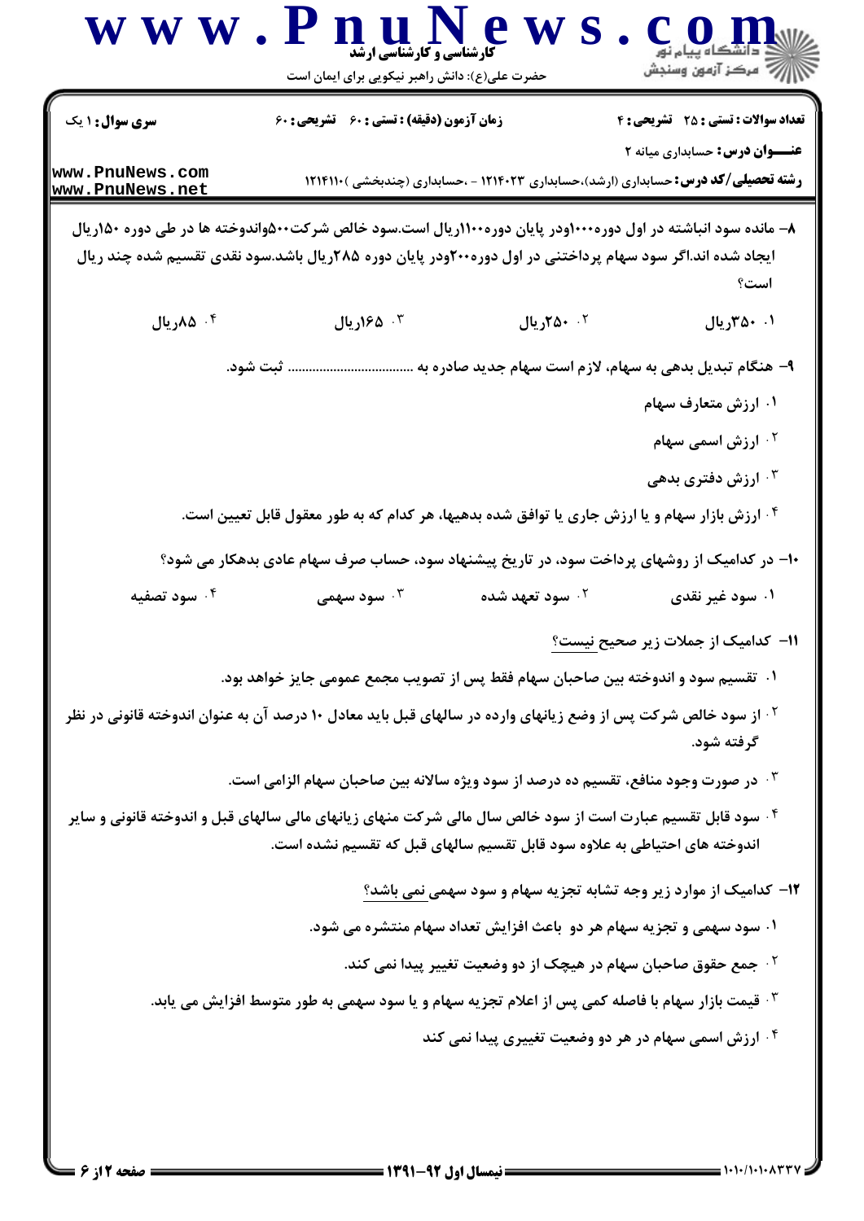۸– مانده سود انباشته در اول دوره۱۰۰۰ودر پایان دوره۱۱۰۰ریال است.سود خالص شرکت۵۰۰واندوخته ها در طی دوره ۱۵۰ریال ایجاد شده اند.اگر سود سهام پرداختنی در اول دوره۲۰۰ودر پایان دوره ۲۸۵ریال باشد.سود نقدی تقسیم شده چند ریال است؟

۱. ۳۵۰ریال
۲. ۲۵۰ریال
۳. ۱۶۵ریال
۴. ۸۵ریال

۹– هنگام تبدیل بدهی به سهام، لازم است سهام جدید صادره به .................................. ثبت شود.

۱. ارزش متعارف سهام
۲. ارزش اسمی سهام
۳. ارزش دفتری بدهی
۴. ارزش بازار سهام و یا ارزش جاری یا توافق شده بدهیها، هر کدام که به طور معقول قابل تعیین است.

۱۰– در کدامیک از روشهای پرداخت سود، در تاریخ پیشنهاد سود، حساب صرف سهام عادی بدهکار می شود؟

۱. سود غیر نقدی
۲. سود تعهد شده
۳. سود سهمی
۴. سود تصفیه

۱۱– کدامیک از جملات زیر صحیح نیست؟

۱. تقسیم سود و اندوخته بین صاحبان سهام فقط پس از تصویب مجمع عمومی جایز خواهد بود.
۲. از سود خالص شرکت پس از وضع زیانهای وارده در سالهای قبل باید معادل ۱۰ درصد آن به عنوان اندوخته قانونی در نظر گرفته شود.
۳. در صورت وجود منافع، تقسیم ده درصد از سود ویژه سالانه بین صاحبان سهام الزامی است.
۴. سود قابل تقسیم عبارت است از سود خالص سال مالی شرکت منهای زیانهای مالی سالهای قبل و اندوخته قانونی و سایر اندوخته های احتیاطی به علاوه سود قابل تقسیم سالهای قبل که تقسیم نشده است.

۱۲– کدامیک از موارد زیر وجه تشابه تجزیه سهام و سود سهمی نمی باشد؟

۱. سود سهمی و تجزیه سهام هر دو باعث افزایش تعداد سهام منتشره می شود.
۲. جمع حقوق صاحبان سهام در هیچک از دو وضعیت تغییر پیدا نمی کند.
۳. قیمت بازار سهام با فاصله کمی پس از اعلام تجزیه سهام و یا سود سهمی به طور متوسط افزایش می یابد.
۴. ارزش اسمی سهام در هر دو وضعیت تغییری پیدا نمی کند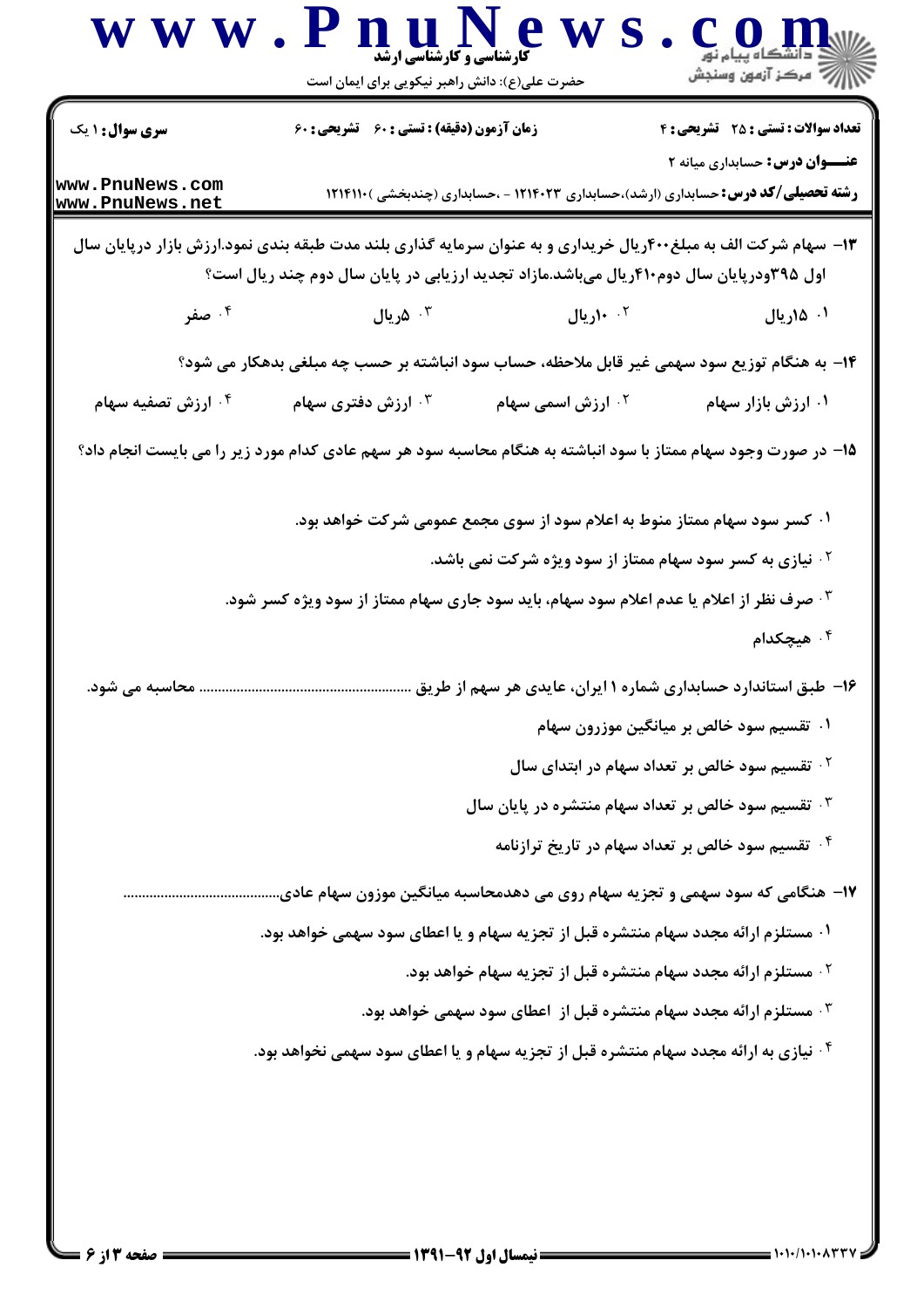**سری سوال:** ۱ یک

**زمان آزمون (دقیقه) : تستی :** ۶۰ **تشریحی :** ۶۰

**تعداد سوالات : تستی :** ۲۵ **تشریحی :** ۴

**عنـــوان درس:** حسابداری میانه ۲

**رشته تحصیلی/کد درس:** حسابداری (ارشد)،حسابداری ۱۲۱۴۰۲۳ - ،حسابداری (چندبخشی )۱۲۱۴۱۱۰

۱۳- سهام شرکت الف به مبلغ۴۰۰ریال خریداری و به عنوان سرمایه گذاری بلند مدت طبقه بندی نمود.ارزش بازار درپایان سال اول ۳۹۵ودرپایان سال دوم۴۱۰ریال می‌باشد.مازاد تجدید ارزیابی در پایان سال دوم چند ریال است؟

۱. ۱۵ریال
۲. ۱۰ریال
۳. ۵ریال
۴. صفر

۱۴- به هنگام توزیع سود سهمی غیر قابل ملاحظه، حساب سود انباشته بر حسب چه مبلغی بدهکار می شود؟

۱. ارزش بازار سهام
۲. ارزش اسمی سهام
۳. ارزش دفتری سهام
۴. ارزش تصفیه سهام

۱۵- در صورت وجود سهام ممتاز با سود انباشته به هنگام محاسبه سود هر سهم عادی کدام مورد زیر را می بایست انجام داد؟

۱. کسر سود سهام ممتاز منوط به اعلام سود از سوی مجمع عمومی شرکت خواهد بود.
۲. نیازی به کسر سود سهام ممتاز از سود ویژه شرکت نمی باشد.
۳. صرف نظر از اعلام یا عدم اعلام سود سهام، باید سود جاری سهام ممتاز از سود ویژه کسر شود.
۴. هیچکدام

۱۶- طبق استاندارد حسابداری شماره ۱۱ایران، عایدی هر سهم از طریق ........................................................ محاسبه می شود.

۱. تقسیم سود خالص بر میانگین موزون سهام
۲. تقسیم سود خالص بر تعداد سهام در ابتدای سال
۳. تقسیم سود خالص بر تعداد سهام منتشره در پایان سال
۴. تقسیم سود خالص بر تعداد سهام در تاریخ ترازنامه

۱۷- هنگامی که سود سهمی و تجزیه سهام روی می دهدمحاسبه میانگین موزون سهام عادی.........................................

۱. مستلزم ارائه مجدد سهام منتشره قبل از تجزیه سهام و یا اعطای سود سهمی خواهد بود.
۲. مستلزم ارائه مجدد سهام منتشره قبل از تجزیه سهام خواهد بود.
۳. مستلزم ارائه مجدد سهام منتشره قبل از اعطای سود سهمی خواهد بود.
۴. نیازی به ارائه مجدد سهام منتشره قبل از تجزیه سهام و یا اعطای سود سهمی نخواهد بود.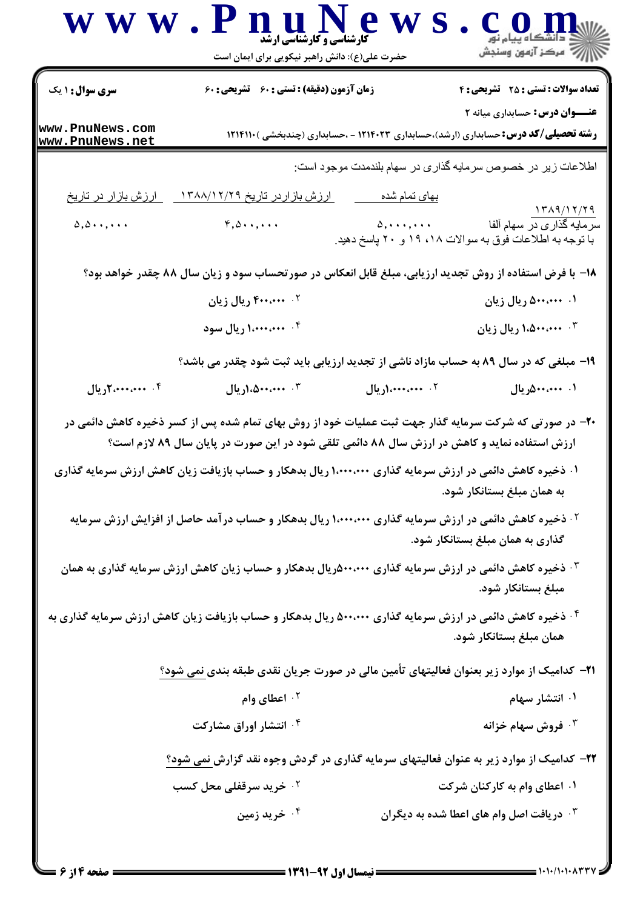اطلاعات زیر در خصوص سرمایه گذاری در سهام بلندمدت موجود است:

| ۱۳۸۹/۱۲/۲۹ | بهای تمام شده | ارزش بازار در تاریخ ۱۳۸۸/۱۲/۲۹ | ارزش بازار در تاریخ |
|---|---|---|---|
| سرمایه گذاری در سهام آلفا | ۵,۰۰۰,۰۰۰ | ۴,۵۰۰,۰۰۰ | ۵,۵۰۰,۰۰۰ |

با توجه به اطلاعات فوق به سوالات ۱۸، ۱۹ و ۲۰ پاسخ دهید.

**۱۸- با فرض استفاده از روش تجدید ارزیابی، مبلغ قابل انعکاس در صورتحساب سود و زیان سال ۸۸ چقدر خواهد بود؟**

۱. ۵۰۰,۰۰۰ ریال زیان

۲. ۴۰۰,۰۰۰ ریال زیان

۳. ۱,۵۰۰,۰۰۰ ریال زیان

۴. ۱,۰۰۰,۰۰۰ ریال سود

**۱۹- مبلغی که در سال ۸۹ به حساب مازاد ناشی از تجدید ارزیابی باید ثبت شود چقدر می باشد؟**

۱. ۵۰۰,۰۰۰ریال

۲. ۱,۰۰۰,۰۰۰ریال

۳. ۱,۵۰۰,۰۰۰ریال

۴. ۲,۰۰۰,۰۰۰ریال

**۲۰- در صورتی که شرکت سرمایه گذار جهت ثبت عملیات خود از روش بهای تمام شده پس از کسر ذخیره کاهش دائمی در ارزش استفاده نماید و کاهش در ارزش سال ۸۸ دائمی تلقی شود در این صورت در پایان سال ۸۹ لازم است؟**

۱. ذخیره کاهش دائمی در ارزش سرمایه گذاری ۱,۰۰۰,۰۰۰ ریال بدهکار و حساب بازیافت زیان کاهش ارزش سرمایه گذاری به همان مبلغ بستانکار شود.

۲. ذخیره کاهش دائمی در ارزش سرمایه گذاری ۱,۰۰۰,۰۰۰ ریال بدهکار و حساب درآمد حاصل از افزایش ارزش سرمایه گذاری به همان مبلغ بستانکار شود.

۳. ذخیره کاهش دائمی در ارزش سرمایه گذاری ۵۰۰,۰۰۰ریال بدهکار و حساب زیان کاهش ارزش سرمایه گذاری به همان مبلغ بستانکار شود.

۴. ذخیره کاهش دائمی در ارزش سرمایه گذاری ۵۰۰,۰۰۰ ریال بدهکار و حساب بازیافت زیان کاهش ارزش سرمایه گذاری به همان مبلغ بستانکار شود.

**۲۱- کدامیک از موارد زیر بعنوان فعالیتهای تأمین مالی در صورت جریان نقدی طبقه بندی نمی شود؟**

۱. انتشار سهام

۲. اعطای وام

۳. فروش سهام خزانه

۴. انتشار اوراق مشارکت

**۲۲- کدامیک از موارد زیر به عنوان فعالیتهای سرمایه گذاری در گردش وجوه نقد گزارش نمی شود؟**

۱. اعطای وام به کارکنان شرکت

۲. خرید سرقفلی محل کسب

۳. دریافت اصل وام های اعطا شده به دیگران

۴. خرید زمین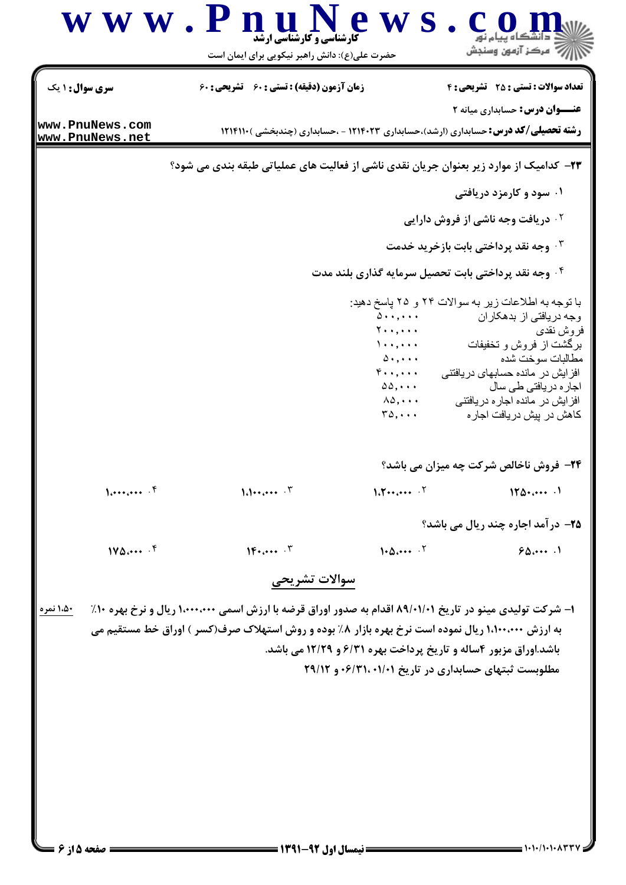**سری سوال:** ۱ یک | **زمان آزمون (دقیقه) : تستی : ۶۰ تشریحی : ۶۰** | **تعداد سوالات : تستی : ۲۵ تشریحی : ۴**

**عنـــوان درس:** حسابداری میانه ۲

**رشته تحصیلی/کد درس:** حسابداری (ارشد)،حسابداری ۱۲۱۴۰۲۳ - ،حسابداری (چندبخشی )۱۲۱۴۱۱۰

**۲۳- کدامیک از موارد زیر بعنوان جریان نقدی ناشی از فعالیت های عملیاتی طبقه بندی می شود؟**

۱. سود و کارمزد دریافتی

۲. دریافت وجه ناشی از فروش دارایی

۳. وجه نقد پرداختی بابت بازخرید خدمت

۴. وجه نقد پرداختی بابت تحصیل سرمایه گذاری بلند مدت

با توجه به اطلاعات زیر به سوالات ۲۴ و ۲۵ پاسخ دهید:

| | |
|---|---|
| وجه دریافتی از بدهکاران | ۵۰۰,۰۰۰ |
| فروش نقدی | ۲۰۰,۰۰۰ |
| برگشت از فروش و تخفیفات | ۱۰۰,۰۰۰ |
| مطالبات سوخت شده | ۵۰,۰۰۰ |
| افزایش در مانده حسابهای دریافتنی | ۴۰۰,۰۰۰ |
| اجاره دریافتی طی سال | ۵۵,۰۰۰ |
| افزایش در مانده اجاره دریافتنی | ۸۵,۰۰۰ |
| کاهش در پیش دریافت اجاره | ۳۵,۰۰۰ |

**۲۴- فروش ناخالص شرکت چه میزان می باشد؟**

۱. ۱۲۵۰,۰۰۰  ۲. ۱,۲۰۰,۰۰۰  ۳. ۱,۱۰۰,۰۰۰  ۴. ۱,۰۰۰,۰۰۰

**۲۵- درآمد اجاره چند ریال می باشد؟**

۱. ۶۵,۰۰۰  ۲. ۱۰۵,۰۰۰  ۳. ۱۴۰,۰۰۰  ۴. ۱۷۵,۰۰۰

## سوالات تشریحی

**۱- شرکت تولیدی مینو در تاریخ ۸۹/۰۱/۰۱ اقدام به صدور اوراق قرضه با ارزش اسمی ۱,۰۰۰,۰۰۰ ریال و نرخ بهره ۱۰٪ به ارزش ۱,۱۰۰,۰۰۰ ریال نموده است نرخ بهره بازار ۸٪ بوده و روش استهلاک صرف(کسر ) اوراق خط مستقیم می باشد.اوراق مزبور ۴ساله و تاریخ پرداخت بهره ۶/۳۱ و ۱۲/۲۹ می باشد.** (۱،۵۰ نمره)

**مطلوبست ثبتهای حسابداری در تاریخ ۰۱/۰۱، ۰۶/۳۱ و ۲۹/۱۲**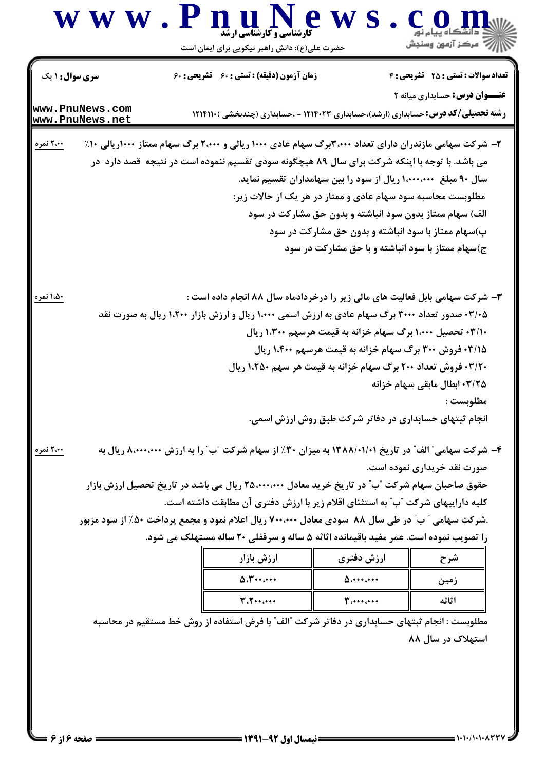**سری سوال:** ۱ یک

**زمان آزمون (دقیقه) : تستی :** ۶۰ **تشریحی :** ۶۰

**تعداد سوالات : تستی :** ۲۵ **تشریحی :** ۴

**عنـــوان درس:** حسابداری میانه ۲

**رشته تحصیلی/کد درس:** حسابداری (ارشد)،حسابداری ۱۲۱۴۰۲۳ - ،حسابداری (چندبخشی )۱۲۱۴۱۱۰

۲- شرکت سهامی مازندران دارای تعداد ۳،۰۰۰برگ سهام عادی ۱۰۰۰ ریالی و ۲،۰۰۰ برگ سهام ممتاز ۱۰۰۰ریالی ۱۰٪ می باشد. با توجه با اینکه شرکت برای سال ۸۹ هیچگونه سودی تقسیم ننموده است در نتیجه قصد دارد در سال ۹۰ مبلغ ۱،۰۰۰،۰۰۰ ریال از سود را بین سهامداران تقسیم نماید. **۲،۰۰ نمره**

مطلوبست محاسبه سود سهام عادی و ممتاز در هر یک از حالات زیر:

الف) سهام ممتاز بدون سود انباشته و بدون حق مشارکت در سود

ب)سهام ممتاز با سود انباشته و بدون حق مشارکت در سود

ج)سهام ممتاز با سود انباشته و با حق مشارکت در سود

۳- شرکت سهامی بابل فعالیت های مالی زیر را درخردادماه سال ۸۸ انجام داده است : **۱،۵۰ نمره**

۰۳/۰۵ صدور تعداد ۳۰۰۰ برگ سهام عادی به ارزش اسمی ۱،۰۰۰ ریال و ارزش بازار ۱،۲۰۰ ریال به صورت نقد

۰۳/۱۰ تحصیل ۱،۰۰۰ برگ سهام خزانه به قیمت هرسهم ۱،۳۰۰ ریال

۰۳/۱۵ فروش ۳۰۰ برگ سهام خزانه به قیمت هرسهم ۱،۴۰۰ ریال

۰۳/۲۰ فروش تعداد ۲۰۰ برگ سهام خزانه به قیمت هر سهم ۱،۲۵۰ ریال

۰۳/۲۵ ابطال مابقی سهام خزانه

مطلوبست :

انجام ثبتهای حسابداری در دفاتر شرکت طبق روش ارزش اسمی.

۴- شرکت سهامی "الف" در تاریخ ۱۳۸۸/۰۱/۰۱ به میزان ۳۰٪ از سهام شرکت "ب" را به ارزش ۸،۰۰۰،۰۰۰ ریال به صورت نقد خریداری نموده است. **۲،۰۰ نمره**

حقوق صاحبان سهام شرکت "ب" در تاریخ خرید معادل ۲۵،۰۰۰،۰۰۰ ریال می باشد در تاریخ تحصیل ارزش بازار کلیه داراییهای شرکت "ب" به استثنای اقلام زیر با ارزش دفتری آن مطابقت داشته است.

.شرکت سهامی "ب" در طی سال ۸۸ سودی معادل ۷۰۰،۰۰۰ ریال اعلام نمود و مجمع پرداخت ۵۰٪ از سود مزبور را تصویب نموده است. عمر مفید باقیمانده اثاثه ۵ ساله و سرقفلی ۲۰ ساله مستهلک می شود.

| شرح | ارزش دفتری | ارزش بازار |
|---|---|---|
| زمین | ۵،۰۰۰،۰۰۰ | ۵،۳۰۰،۰۰۰ |
| اثاثه | ۳،۰۰۰،۰۰۰ | ۳،۲۰۰،۰۰۰ |

مطلوبست : انجام ثبتهای حسابداری در دفاتر شرکت "الف" با فرض استفاده از روش خط مستقیم در محاسبه استهلاک در سال ۸۸